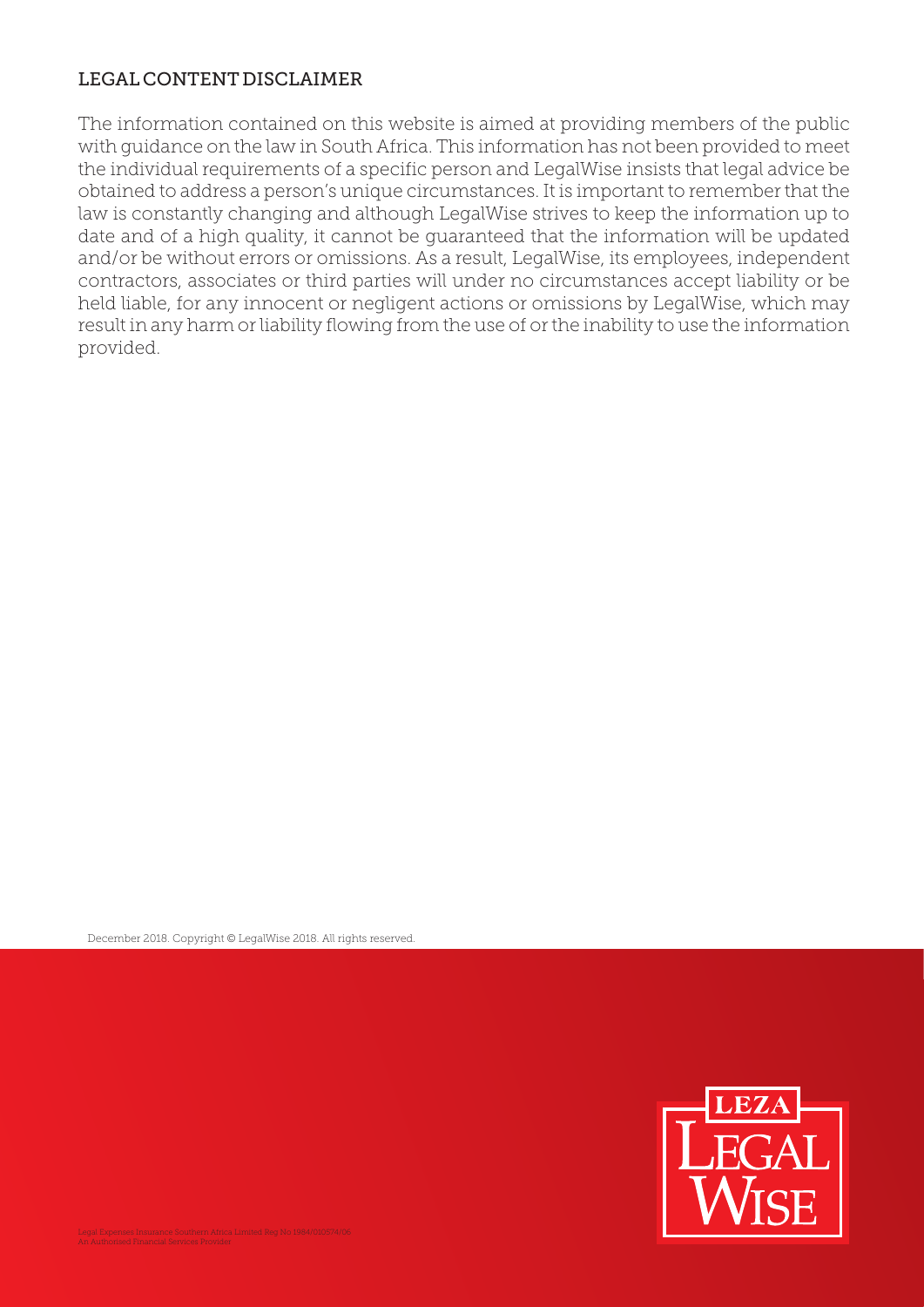## LEGAL CONTENT DISCLAIMER

The information contained on this website is aimed at providing members of the public with guidance on the law in South Africa. This information has not been provided to meet the individual requirements of a specific person and LegalWise insists that legal advice be obtained to address a person's unique circumstances. It is important to remember that the law is constantly changing and although LegalWise strives to keep the information up to date and of a high quality, it cannot be guaranteed that the information will be updated and/or be without errors or omissions. As a result, LegalWise, its employees, independent contractors, associates or third parties will under no circumstances accept liability or be held liable, for any innocent or negligent actions or omissions by LegalWise, which may result in any harm or liability flowing from the use of or the inability to use the information provided.

December 2018. Copyright © LegalWise 2018. All rights reserved.

Legal Expenses Insurance Southern Africa Limited Reg No 1984/010574/06
An Authorised Financial Services Provider

LEZA LEGAL WISE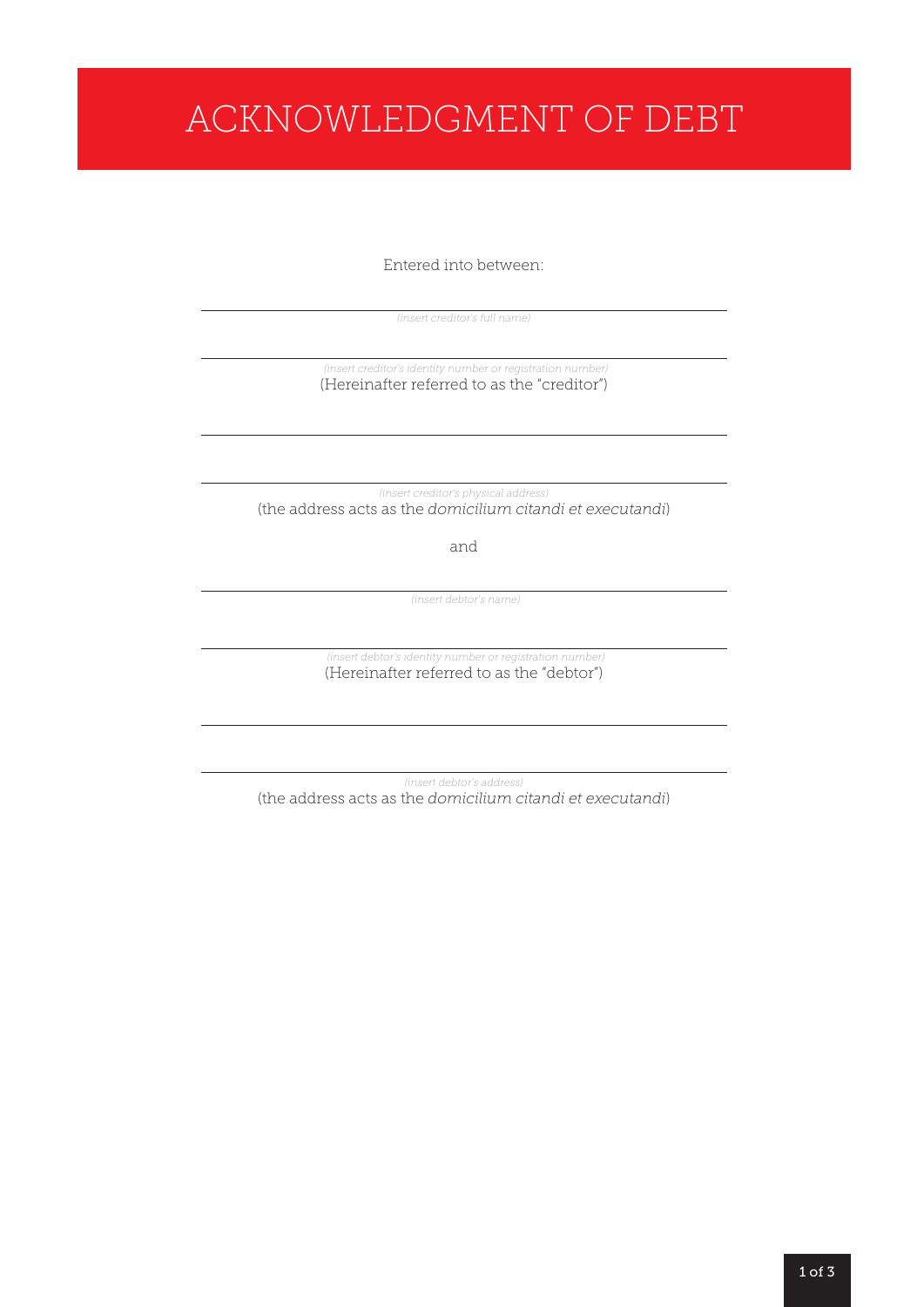# ACKNOWLEDGMENT OF DEBT

Entered into between:

\_\_\_\_\_\_\_\_\_\_\_\_\_\_\_\_\_\_\_\_\_\_\_\_\_\_\_\_\_\_\_\_\_\_\_\_\_\_\_\_\_\_\_\_

*(insert creditor's full name)*

\_\_\_\_\_\_\_\_\_\_\_\_\_\_\_\_\_\_\_\_\_\_\_\_\_\_\_\_\_\_\_\_\_\_\_\_\_\_\_\_\_\_\_\_

*(insert creditor's identity number or registration number)*

(Hereinafter referred to as the "creditor")

\_\_\_\_\_\_\_\_\_\_\_\_\_\_\_\_\_\_\_\_\_\_\_\_\_\_\_\_\_\_\_\_\_\_\_\_\_\_\_\_\_\_\_\_

\_\_\_\_\_\_\_\_\_\_\_\_\_\_\_\_\_\_\_\_\_\_\_\_\_\_\_\_\_\_\_\_\_\_\_\_\_\_\_\_\_\_\_\_

*(insert creditor's physical address)*

(the address acts as the *domicilium citandi et executandi*)

and

\_\_\_\_\_\_\_\_\_\_\_\_\_\_\_\_\_\_\_\_\_\_\_\_\_\_\_\_\_\_\_\_\_\_\_\_\_\_\_\_\_\_\_\_

*(insert debtor's name)*

\_\_\_\_\_\_\_\_\_\_\_\_\_\_\_\_\_\_\_\_\_\_\_\_\_\_\_\_\_\_\_\_\_\_\_\_\_\_\_\_\_\_\_\_

*(insert debtor's identity number or registration number)*

(Hereinafter referred to as the "debtor")

\_\_\_\_\_\_\_\_\_\_\_\_\_\_\_\_\_\_\_\_\_\_\_\_\_\_\_\_\_\_\_\_\_\_\_\_\_\_\_\_\_\_\_\_

\_\_\_\_\_\_\_\_\_\_\_\_\_\_\_\_\_\_\_\_\_\_\_\_\_\_\_\_\_\_\_\_\_\_\_\_\_\_\_\_\_\_\_\_

*(insert debtor's address)*

(the address acts as the *domicilium citandi et executandi*)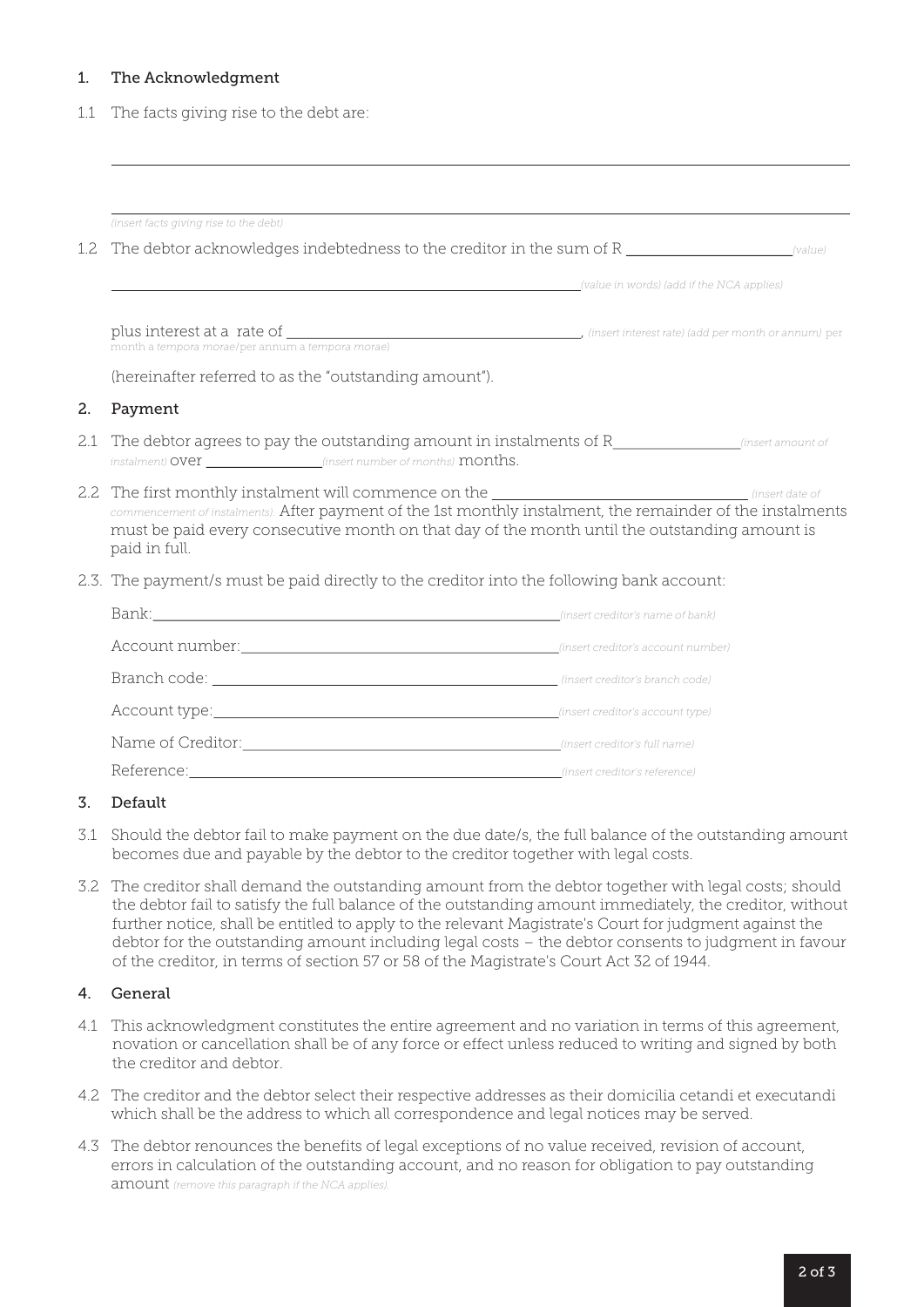## 1. The Acknowledgment

1.1 The facts giving rise to the debt are:

\_\_\_\_\_\_\_\_\_\_\_\_\_\_\_\_\_\_\_\_\_\_\_\_\_\_\_\_\_\_\_\_\_\_\_\_\_\_\_\_\_\_\_\_\_\_\_\_\_\_\_\_\_\_\_\_\_\_\_\_\_\_\_\_\_\_\_\_\_\_\_\_\_\_\_\_\_\_

\_\_\_\_\_\_\_\_\_\_\_\_\_\_\_\_\_\_\_\_\_\_\_\_\_\_\_\_\_\_\_\_\_\_\_\_\_\_\_\_\_\_\_\_\_\_\_\_\_\_\_\_\_\_\_\_\_\_\_\_\_\_\_\_\_\_\_\_\_\_\_\_\_\_\_\_\_\_
*(insert facts giving rise to the debt)*

1.2 The debtor acknowledges indebtedness to the creditor in the sum of R \_\_\_\_\_\_\_\_\_\_\_\_\_\_\_\_\_\_\_\_ *(value)*

\_\_\_\_\_\_\_\_\_\_\_\_\_\_\_\_\_\_\_\_\_\_\_\_\_\_\_\_\_\_\_\_\_\_\_\_\_\_\_\_\_\_\_\_\_\_\_\_\_\_\_\_\_\_\_\_\_\_ *(value in words) (add if the NCA applies)*

plus interest at a rate of \_\_\_\_\_\_\_\_\_\_\_\_\_\_\_\_\_\_\_\_\_\_\_\_\_\_\_\_\_\_\_\_\_\_\_\_\_\_, *(insert interest rate) (add per month or annum)* per month a *tempora morae*/per annum a *tempora morae*)

(hereinafter referred to as the "outstanding amount").

## 2. Payment

2.1 The debtor agrees to pay the outstanding amount in instalments of R\_\_\_\_\_\_\_\_\_\_\_\_\_\_\_\_ *(insert amount of instalment)* over \_\_\_\_\_\_\_\_\_\_\_\_\_\_\_ *(insert number of months)* months.

2.2 The first monthly instalment will commence on the \_\_\_\_\_\_\_\_\_\_\_\_\_\_\_\_\_\_\_\_\_\_\_\_\_\_\_\_\_\_\_\_ *(insert date of commencement of instalments)*. After payment of the 1st monthly instalment, the remainder of the instalments must be paid every consecutive month on that day of the month until the outstanding amount is paid in full.

2.3. The payment/s must be paid directly to the creditor into the following bank account:

Bank:\_\_\_\_\_\_\_\_\_\_\_\_\_\_\_\_\_\_\_\_\_\_\_\_\_\_\_\_\_\_\_\_\_\_\_\_\_\_\_\_\_\_\_\_\_\_\_\_\_\_\_\_ *(insert creditor's name of bank)*

Account number:\_\_\_\_\_\_\_\_\_\_\_\_\_\_\_\_\_\_\_\_\_\_\_\_\_\_\_\_\_\_\_\_\_\_\_\_\_\_\_\_ *(insert creditor's account number)*

Branch code: \_\_\_\_\_\_\_\_\_\_\_\_\_\_\_\_\_\_\_\_\_\_\_\_\_\_\_\_\_\_\_\_\_\_\_\_\_\_\_\_\_\_\_ *(insert creditor's branch code)*

Account type:\_\_\_\_\_\_\_\_\_\_\_\_\_\_\_\_\_\_\_\_\_\_\_\_\_\_\_\_\_\_\_\_\_\_\_\_\_\_\_\_\_\_\_ *(insert creditor's account type)*

Name of Creditor:\_\_\_\_\_\_\_\_\_\_\_\_\_\_\_\_\_\_\_\_\_\_\_\_\_\_\_\_\_\_\_\_\_\_\_\_\_\_\_ *(insert creditor's full name)*

Reference:\_\_\_\_\_\_\_\_\_\_\_\_\_\_\_\_\_\_\_\_\_\_\_\_\_\_\_\_\_\_\_\_\_\_\_\_\_\_\_\_\_\_\_\_\_\_\_ *(insert creditor's reference)*

## 3. Default

3.1 Should the debtor fail to make payment on the due date/s, the full balance of the outstanding amount becomes due and payable by the debtor to the creditor together with legal costs.

3.2 The creditor shall demand the outstanding amount from the debtor together with legal costs; should the debtor fail to satisfy the full balance of the outstanding amount immediately, the creditor, without further notice, shall be entitled to apply to the relevant Magistrate's Court for judgment against the debtor for the outstanding amount including legal costs – the debtor consents to judgment in favour of the creditor, in terms of section 57 or 58 of the Magistrate's Court Act 32 of 1944.

## 4. General

4.1 This acknowledgment constitutes the entire agreement and no variation in terms of this agreement, novation or cancellation shall be of any force or effect unless reduced to writing and signed by both the creditor and debtor.

4.2 The creditor and the debtor select their respective addresses as their domicilia cetandi et executandi which shall be the address to which all correspondence and legal notices may be served.

4.3 The debtor renounces the benefits of legal exceptions of no value received, revision of account, errors in calculation of the outstanding account, and no reason for obligation to pay outstanding amount *(remove this paragraph if the NCA applies)*.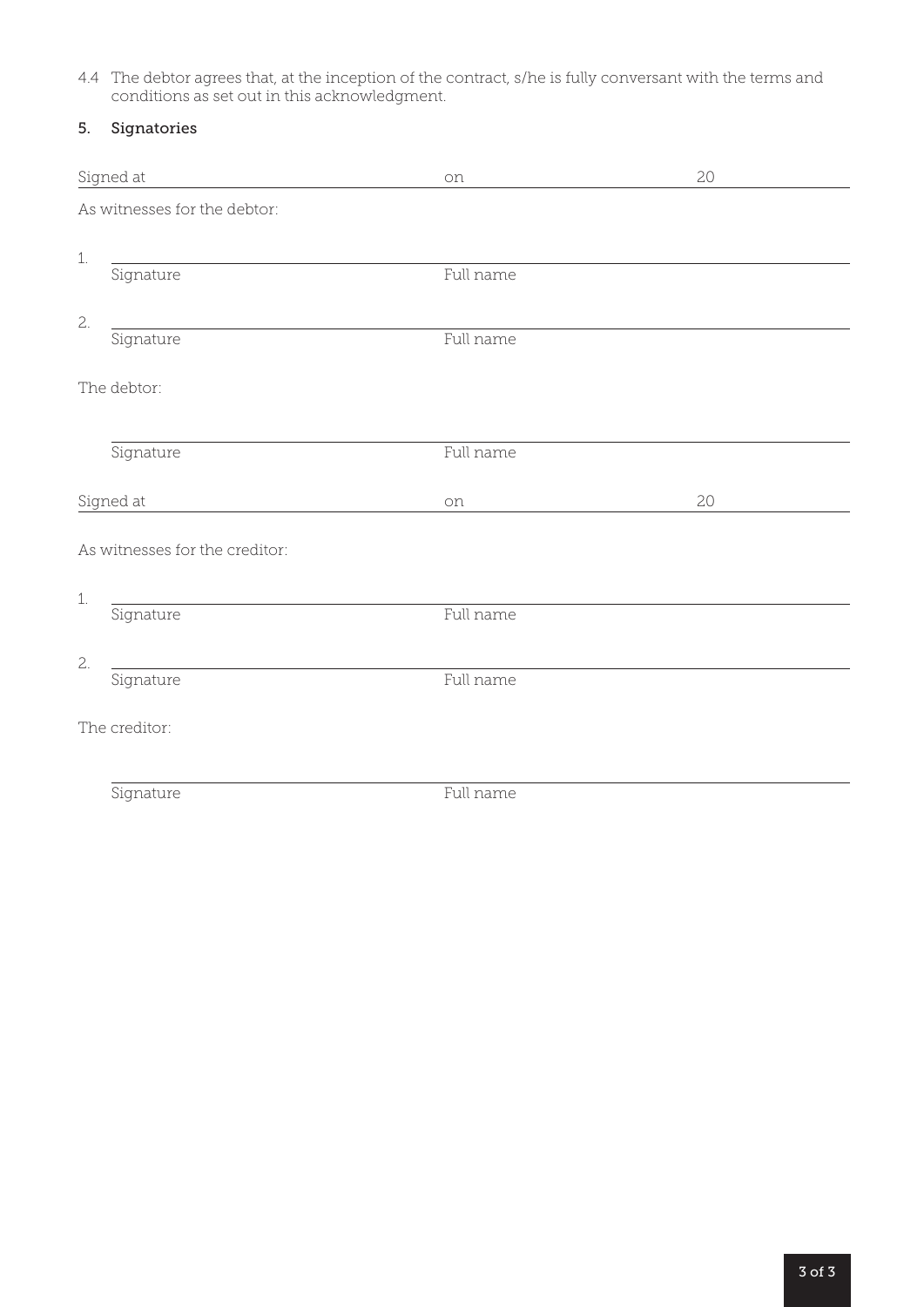4.4 The debtor agrees that, at the inception of the contract, s/he is fully conversant with the terms and conditions as set out in this acknowledgment.

## 5. Signatories

Signed at \_\_\_\_\_\_\_\_\_\_\_\_\_\_\_\_\_\_\_\_ on \_\_\_\_\_\_\_\_\_\_\_\_\_\_\_\_\_\_\_\_ 20 \_\_\_\_\_\_\_\_\_\_

As witnesses for the debtor:

1. \_\_\_\_\_\_\_\_\_\_\_\_\_\_\_\_\_\_\_\_\_\_\_\_\_\_\_\_\_\_\_\_\_\_\_\_\_\_\_\_\_\_\_\_\_\_\_\_\_\_\_\_\_\_\_\_\_\_\_\_\_\_
   Signature Full name

2. \_\_\_\_\_\_\_\_\_\_\_\_\_\_\_\_\_\_\_\_\_\_\_\_\_\_\_\_\_\_\_\_\_\_\_\_\_\_\_\_\_\_\_\_\_\_\_\_\_\_\_\_\_\_\_\_\_\_\_\_\_\_
   Signature Full name

The debtor:

\_\_\_\_\_\_\_\_\_\_\_\_\_\_\_\_\_\_\_\_\_\_\_\_\_\_\_\_\_\_\_\_\_\_\_\_\_\_\_\_\_\_\_\_\_\_\_\_\_\_\_\_\_\_\_\_\_\_\_\_\_\_
Signature Full name

Signed at \_\_\_\_\_\_\_\_\_\_\_\_\_\_\_\_\_\_\_\_ on \_\_\_\_\_\_\_\_\_\_\_\_\_\_\_\_\_\_\_\_ 20 \_\_\_\_\_\_\_\_\_\_

As witnesses for the creditor:

1. \_\_\_\_\_\_\_\_\_\_\_\_\_\_\_\_\_\_\_\_\_\_\_\_\_\_\_\_\_\_\_\_\_\_\_\_\_\_\_\_\_\_\_\_\_\_\_\_\_\_\_\_\_\_\_\_\_\_\_\_\_\_
   Signature Full name

2. \_\_\_\_\_\_\_\_\_\_\_\_\_\_\_\_\_\_\_\_\_\_\_\_\_\_\_\_\_\_\_\_\_\_\_\_\_\_\_\_\_\_\_\_\_\_\_\_\_\_\_\_\_\_\_\_\_\_\_\_\_\_
   Signature Full name

The creditor:

\_\_\_\_\_\_\_\_\_\_\_\_\_\_\_\_\_\_\_\_\_\_\_\_\_\_\_\_\_\_\_\_\_\_\_\_\_\_\_\_\_\_\_\_\_\_\_\_\_\_\_\_\_\_\_\_\_\_\_\_\_\_
Signature Full name